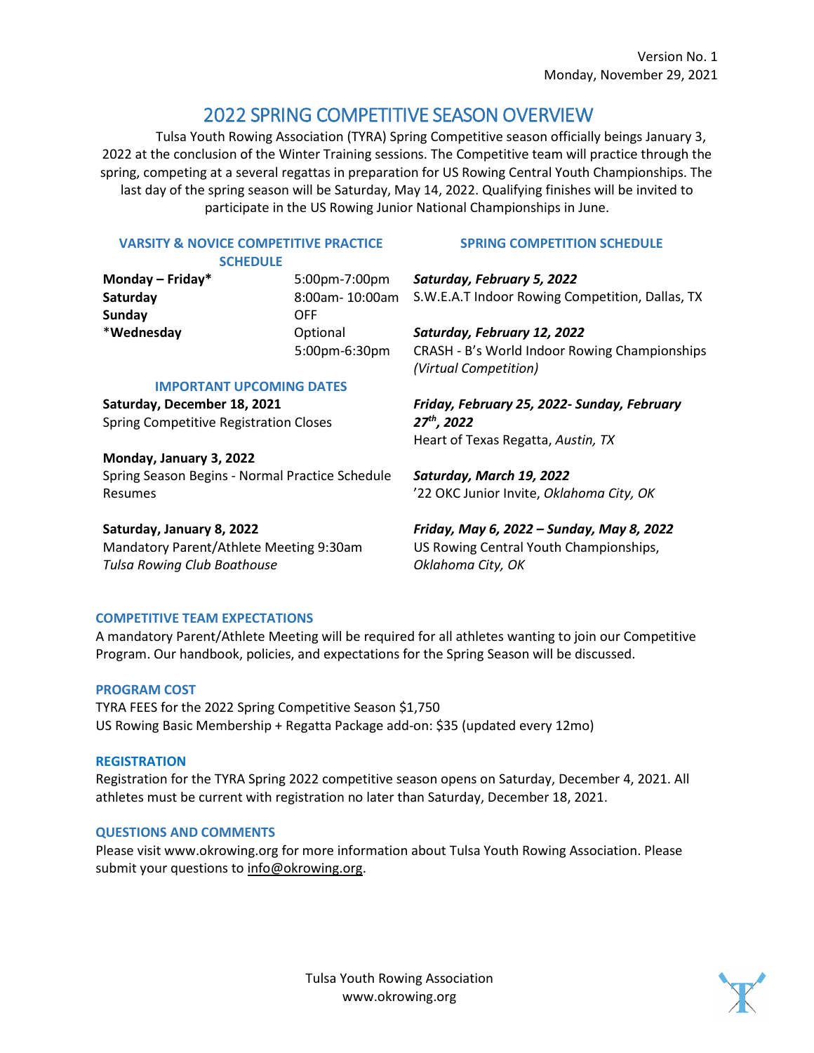Version No. 1
Monday, November 29, 2021

# 2022 SPRING COMPETITIVE SEASON OVERVIEW

Tulsa Youth Rowing Association (TYRA) Spring Competitive season officially beings January 3, 2022 at the conclusion of the Winter Training sessions. The Competitive team will practice through the spring, competing at a several regattas in preparation for US Rowing Central Youth Championships. The last day of the spring season will be Saturday, May 14, 2022. Qualifying finishes will be invited to participate in the US Rowing Junior National Championships in June.

## VARSITY & NOVICE COMPETITIVE PRACTICE SCHEDULE

| | |
|---|---|
| **Monday – Friday*** | 5:00pm-7:00pm |
| **Saturday** | 8:00am- 10:00am |
| **Sunday** | OFF |
| ***Wednesday** | Optional 5:00pm-6:30pm |

## IMPORTANT UPCOMING DATES

**Saturday, December 18, 2021**
Spring Competitive Registration Closes

**Monday, January 3, 2022**
Spring Season Begins - Normal Practice Schedule Resumes

**Saturday, January 8, 2022**
Mandatory Parent/Athlete Meeting 9:30am
*Tulsa Rowing Club Boathouse*

## SPRING COMPETITION SCHEDULE

***Saturday, February 5, 2022***
S.W.E.A.T Indoor Rowing Competition, Dallas, TX

***Saturday, February 12, 2022***
CRASH - B's World Indoor Rowing Championships *(Virtual Competition)*

***Friday, February 25, 2022- Sunday, February 27th, 2022***
Heart of Texas Regatta, *Austin, TX*

***Saturday, March 19, 2022***
'22 OKC Junior Invite, *Oklahoma City, OK*

***Friday, May 6, 2022 – Sunday, May 8, 2022***
US Rowing Central Youth Championships, *Oklahoma City, OK*

## COMPETITIVE TEAM EXPECTATIONS

A mandatory Parent/Athlete Meeting will be required for all athletes wanting to join our Competitive Program. Our handbook, policies, and expectations for the Spring Season will be discussed.

## PROGRAM COST

TYRA FEES for the 2022 Spring Competitive Season $1,750
US Rowing Basic Membership + Regatta Package add-on: $35 (updated every 12mo)

## REGISTRATION

Registration for the TYRA Spring 2022 competitive season opens on Saturday, December 4, 2021. All athletes must be current with registration no later than Saturday, December 18, 2021.

## QUESTIONS AND COMMENTS

Please visit www.okrowing.org for more information about Tulsa Youth Rowing Association. Please submit your questions to info@okrowing.org.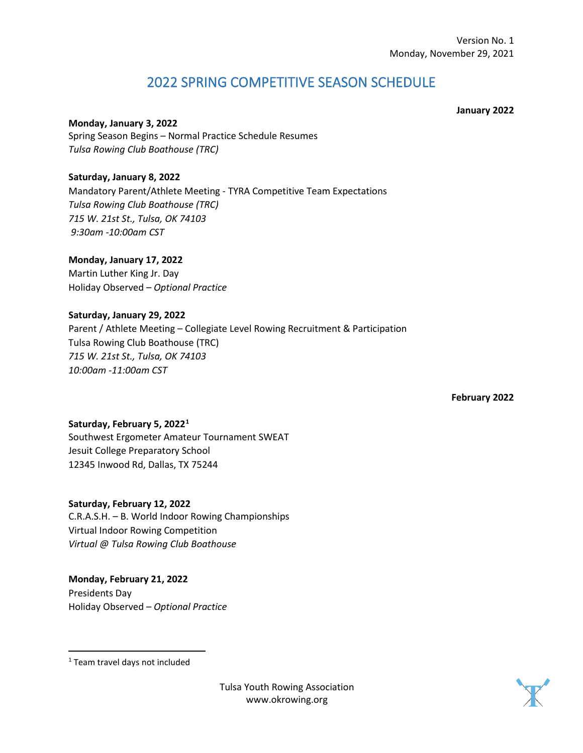Version No. 1
Monday, November 29, 2021

# 2022 SPRING COMPETITIVE SEASON SCHEDULE

**January 2022**

**Monday, January 3, 2022**
Spring Season Begins – Normal Practice Schedule Resumes
*Tulsa Rowing Club Boathouse (TRC)*

**Saturday, January 8, 2022**
Mandatory Parent/Athlete Meeting - TYRA Competitive Team Expectations
*Tulsa Rowing Club Boathouse (TRC)*
*715 W. 21st St., Tulsa, OK 74103*
*9:30am -10:00am CST*

**Monday, January 17, 2022**
Martin Luther King Jr. Day
Holiday Observed – *Optional Practice*

**Saturday, January 29, 2022**
Parent / Athlete Meeting – Collegiate Level Rowing Recruitment & Participation
Tulsa Rowing Club Boathouse (TRC)
*715 W. 21st St., Tulsa, OK 74103*
*10:00am -11:00am CST*

**February 2022**

**Saturday, February 5, 2022[1]**
Southwest Ergometer Amateur Tournament SWEAT
Jesuit College Preparatory School
12345 Inwood Rd, Dallas, TX 75244

**Saturday, February 12, 2022**
C.R.A.S.H. – B. World Indoor Rowing Championships
Virtual Indoor Rowing Competition
*Virtual @ Tulsa Rowing Club Boathouse*

**Monday, February 21, 2022**
Presidents Day
Holiday Observed – *Optional Practice*

[1] Team travel days not included

Tulsa Youth Rowing Association
www.okrowing.org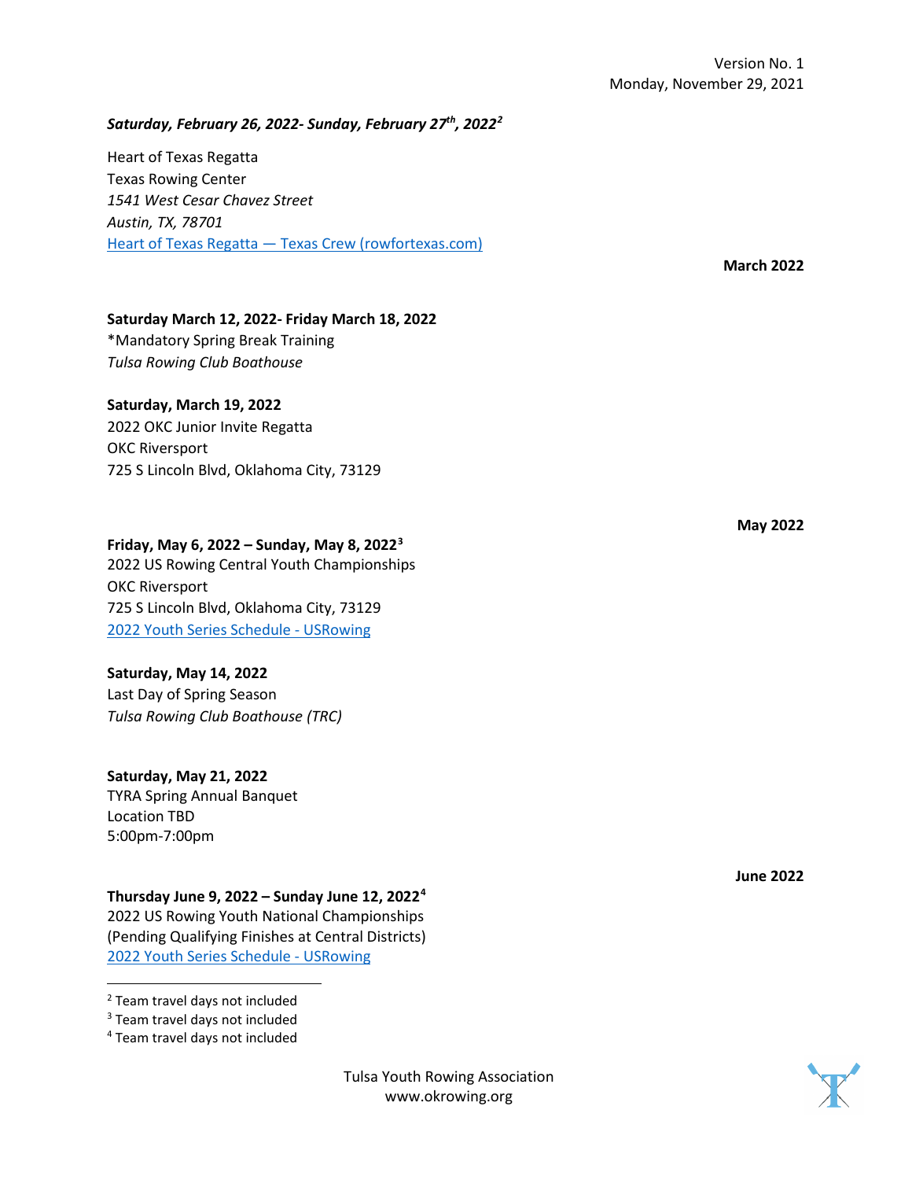Version No. 1
Monday, November 29, 2021

***Saturday, February 26, 2022- Sunday, February 27th, 2022***[2]

Heart of Texas Regatta
Texas Rowing Center
*1541 West Cesar Chavez Street*
*Austin, TX, 78701*
[Heart of Texas Regatta — Texas Crew (rowfortexas.com)]

**March 2022**

**Saturday March 12, 2022- Friday March 18, 2022**
*Mandatory Spring Break Training
*Tulsa Rowing Club Boathouse*

**Saturday, March 19, 2022**
2022 OKC Junior Invite Regatta
OKC Riversport
725 S Lincoln Blvd, Oklahoma City, 73129

**May 2022**

**Friday, May 6, 2022 – Sunday, May 8, 2022**[3]
2022 US Rowing Central Youth Championships
OKC Riversport
725 S Lincoln Blvd, Oklahoma City, 73129
[2022 Youth Series Schedule - USRowing]

**Saturday, May 14, 2022**
Last Day of Spring Season
*Tulsa Rowing Club Boathouse (TRC)*

**Saturday, May 21, 2022**
TYRA Spring Annual Banquet
Location TBD
5:00pm-7:00pm

**June 2022**

**Thursday June 9, 2022 – Sunday June 12, 2022**[4]
2022 US Rowing Youth National Championships
(Pending Qualifying Finishes at Central Districts)
[2022 Youth Series Schedule - USRowing]

---

[2] Team travel days not included
[3] Team travel days not included
[4] Team travel days not included

Tulsa Youth Rowing Association
www.okrowing.org